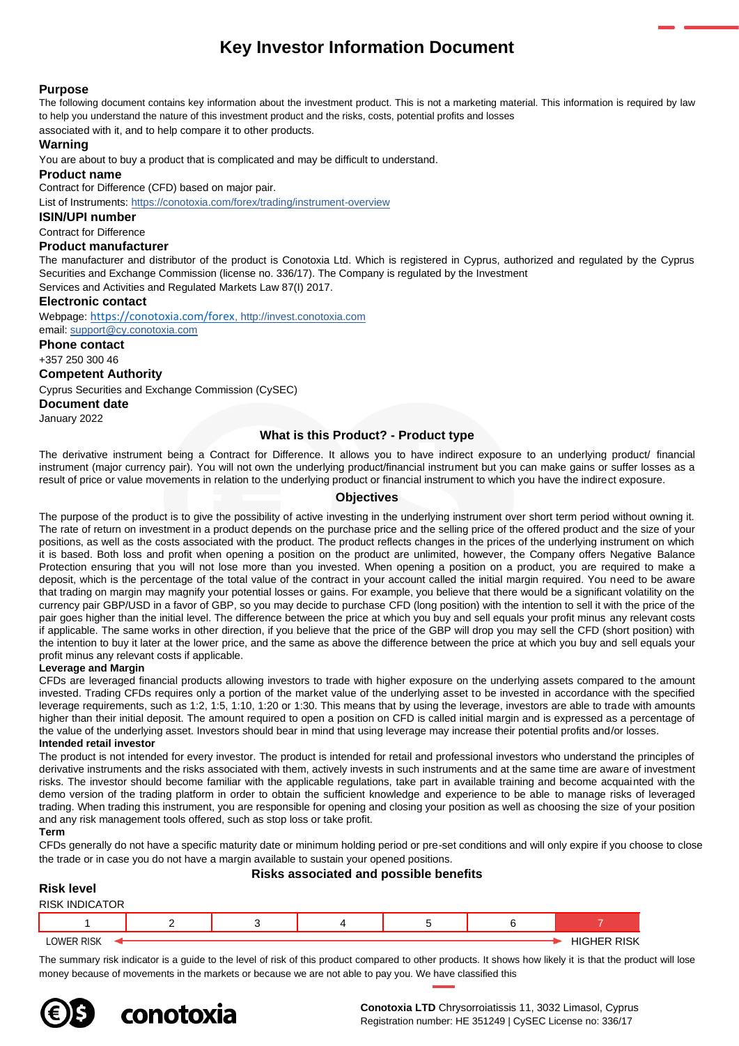# Key Investor Information Document

### Purpose

The following document contains key information about the investment product. This is not a marketing material. This information is required by law to help you understand the nature of this investment product and the risks, costs, potential profits and losses associated with it, and to help compare it to other products.

### Warning

You are about to buy a product that is complicated and may be difficult to understand.

### Product name

Contract for Difference (CFD) based on major pair.

List of Instruments: https://conotoxia.com/forex/trading/instrument-overview

### ISIN/UPI number

Contract for Difference

### Product manufacturer

The manufacturer and distributor of the product is Conotoxia Ltd. Which is registered in Cyprus, authorized and regulated by the Cyprus Securities and Exchange Commission (license no. 336/17). The Company is regulated by the Investment Services and Activities and Regulated Markets Law 87(I) 2017.

### Electronic contact

Webpage: https://conotoxia.com/forex, http://invest.conotoxia.com

email: support@cy.conotoxia.com

### Phone contact

+357 250 300 46

### Competent Authority

Cyprus Securities and Exchange Commission (CySEC)

### Document date

January 2022

## What is this Product? - Product type

The derivative instrument being a Contract for Difference. It allows you to have indirect exposure to an underlying product/ financial instrument (major currency pair). You will not own the underlying product/financial instrument but you can make gains or suffer losses as a result of price or value movements in relation to the underlying product or financial instrument to which you have the indirect exposure.

## Objectives

The purpose of the product is to give the possibility of active investing in the underlying instrument over short term period without owning it. The rate of return on investment in a product depends on the purchase price and the selling price of the offered product and the size of your positions, as well as the costs associated with the product. The product reflects changes in the prices of the underlying instrument on which it is based. Both loss and profit when opening a position on the product are unlimited, however, the Company offers Negative Balance Protection ensuring that you will not lose more than you invested. When opening a position on a product, you are required to make a deposit, which is the percentage of the total value of the contract in your account called the initial margin required. You need to be aware that trading on margin may magnify your potential losses or gains. For example, you believe that there would be a significant volatility on the currency pair GBP/USD in a favor of GBP, so you may decide to purchase CFD (long position) with the intention to sell it with the price of the pair goes higher than the initial level. The difference between the price at which you buy and sell equals your profit minus any relevant costs if applicable. The same works in other direction, if you believe that the price of the GBP will drop you may sell the CFD (short position) with the intention to buy it later at the lower price, and the same as above the difference between the price at which you buy and sell equals your profit minus any relevant costs if applicable.

**Leverage and Margin**

CFDs are leveraged financial products allowing investors to trade with higher exposure on the underlying assets compared to the amount invested. Trading CFDs requires only a portion of the market value of the underlying asset to be invested in accordance with the specified leverage requirements, such as 1:2, 1:5, 1:10, 1:20 or 1:30. This means that by using the leverage, investors are able to trade with amounts higher than their initial deposit. The amount required to open a position on CFD is called initial margin and is expressed as a percentage of the value of the underlying asset. Investors should bear in mind that using leverage may increase their potential profits and/or losses.

**Intended retail investor**

The product is not intended for every investor. The product is intended for retail and professional investors who understand the principles of derivative instruments and the risks associated with them, actively invests in such instruments and at the same time are aware of investment risks. The investor should become familiar with the applicable regulations, take part in available training and become acquainted with the demo version of the trading platform in order to obtain the sufficient knowledge and experience to be able to manage risks of leveraged trading. When trading this instrument, you are responsible for opening and closing your position as well as choosing the size of your position and any risk management tools offered, such as stop loss or take profit.

**Term**

CFDs generally do not have a specific maturity date or minimum holding period or pre-set conditions and will only expire if you choose to close the trade or in case you do not have a margin available to sustain your opened positions.

## Risks associated and possible benefits

### Risk level

RISK INDICATOR

| 1 | 2 | 3 | 4 | 5 | 6 | 7 |
|---|---|---|---|---|---|---|

LOWER RISK ← → HIGHER RISK

The summary risk indicator is a guide to the level of risk of this product compared to other products. It shows how likely it is that the product will lose money because of movements in the markets or because we are not able to pay you. We have classified this

**Conotoxia LTD** Chrysorroiatissis 11, 3032 Limasol, Cyprus
Registration number: HE 351249 | CySEC License no: 336/17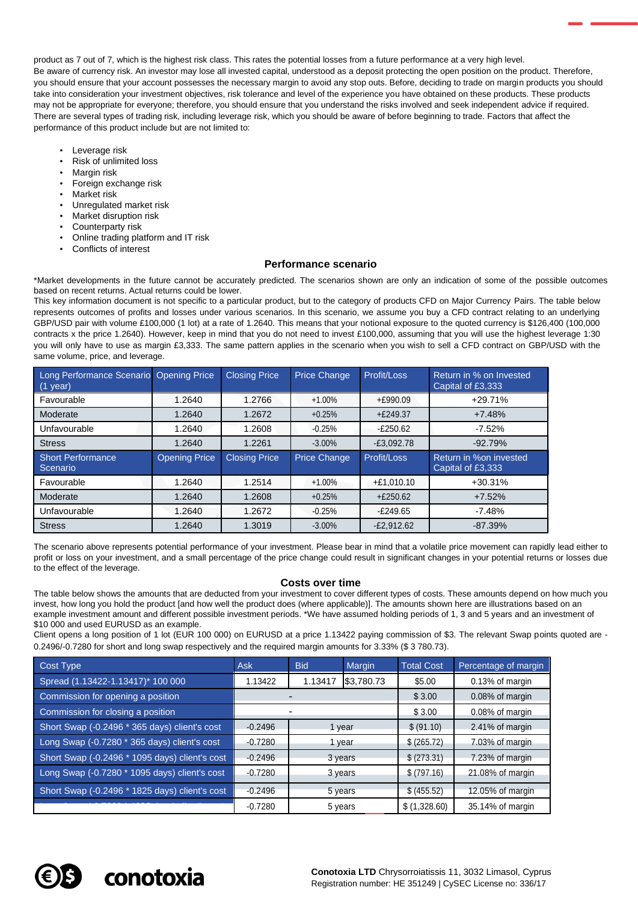product as 7 out of 7, which is the highest risk class. This rates the potential losses from a future performance at a very high level.
Be aware of currency risk. An investor may lose all invested capital, understood as a deposit protecting the open position on the product. Therefore, you should ensure that your account possesses the necessary margin to avoid any stop outs. Before, deciding to trade on margin products you should take into consideration your investment objectives, risk tolerance and level of the experience you have obtained on these products. These products may not be appropriate for everyone; therefore, you should ensure that you understand the risks involved and seek independent advice if required. There are several types of trading risk, including leverage risk, which you should be aware of before beginning to trade. Factors that affect the performance of this product include but are not limited to:

- Leverage risk
- Risk of unlimited loss
- Margin risk
- Foreign exchange risk
- Market risk
- Unregulated market risk
- Market disruption risk
- Counterparty risk
- Online trading platform and IT risk
- Conflicts of interest

## Performance scenario

*Market developments in the future cannot be accurately predicted. The scenarios shown are only an indication of some of the possible outcomes based on recent returns. Actual returns could be lower.
This key information document is not specific to a particular product, but to the category of products CFD on Major Currency Pairs. The table below represents outcomes of profits and losses under various scenarios. In this scenario, we assume you buy a CFD contract relating to an underlying GBP/USD pair with volume £100,000 (1 lot) at a rate of 1.2640. This means that your notional exposure to the quoted currency is $126,400 (100,000 contracts x the price 1.2640). However, keep in mind that you do not need to invest £100,000, assuming that you will use the highest leverage 1:30 you will only have to use as margin £3,333. The same pattern applies in the scenario when you wish to sell a CFD contract on GBP/USD with the same volume, price, and leverage.

| Long Performance Scenario (1 year) | Opening Price | Closing Price | Price Change | Profit/Loss | Return in % on Invested Capital of £3,333 |
|---|---|---|---|---|---|
| Favourable | 1.2640 | 1.2766 | +1.00% | +£990.09 | +29.71% |
| Moderate | 1.2640 | 1.2672 | +0.25% | +£249.37 | +7.48% |
| Unfavourable | 1.2640 | 1.2608 | -0.25% | -£250.62 | -7.52% |
| Stress | 1.2640 | 1.2261 | -3.00% | -£3,092.78 | -92.79% |
| **Short Performance Scenario** | **Opening Price** | **Closing Price** | **Price Change** | **Profit/Loss** | **Return in %on invested Capital of £3,333** |
| Favourable | 1.2640 | 1.2514 | +1.00% | +£1,010.10 | +30.31% |
| Moderate | 1.2640 | 1.2608 | +0.25% | +£250.62 | +7.52% |
| Unfavourable | 1.2640 | 1.2672 | -0.25% | -£249.65 | -7.48% |
| Stress | 1.2640 | 1.3019 | -3.00% | -£2,912.62 | -87.39% |

The scenario above represents potential performance of your investment. Please bear in mind that a volatile price movement can rapidly lead either to profit or loss on your investment, and a small percentage of the price change could result in significant changes in your potential returns or losses due to the effect of the leverage.

## Costs over time

The table below shows the amounts that are deducted from your investment to cover different types of costs. These amounts depend on how much you invest, how long you hold the product [and how well the product does (where applicable)]. The amounts shown here are illustrations based on an example investment amount and different possible investment periods. *We have assumed holding periods of 1, 3 and 5 years and an investment of $10 000 and used EURUSD as an example.
Client opens a long position of 1 lot (EUR 100 000) on EURUSD at a price 1.13422 paying commission of $3. The relevant Swap points quoted are -0.2496/-0.7280 for short and long swap respectively and the required margin amounts for 3.33% ($ 3 780.73).

| Cost Type | Ask | Bid | Margin | Total Cost | Percentage of margin |
|---|---|---|---|---|---|
| Spread (1.13422-1.13417)* 100 000 | 1.13422 | 1.13417 | $3,780.73 | $5.00 | 0.13% of margin |
| Commission for opening a position | - | | | $ 3.00 | 0.08% of margin |
| Commission for closing a position | - | | | $ 3.00 | 0.08% of margin |
| Short Swap (-0.2496 * 365 days) client's cost | -0.2496 | 1 year | | $ (91.10) | 2.41% of margin |
| Long Swap (-0.7280 * 365 days) client's cost | -0.7280 | 1 year | | $ (265.72) | 7.03% of margin |
| Short Swap (-0.2496 * 1095 days) client's cost | -0.2496 | 3 years | | $ (273.31) | 7.23% of margin |
| Long Swap (-0.7280 * 1095 days) client's cost | -0.7280 | 3 years | | $ (797.16) | 21.08% of margin |
| Short Swap (-0.2496 * 1825 days) client's cost | -0.2496 | 5 years | | $ (455.52) | 12.05% of margin |
| Long Swap (-0.7280 * 1825 days) client's cost | -0.7280 | 5 years | | $ (1,328.60) | 35.14% of margin |

**Conotoxia LTD** Chrysorroiatissis 11, 3032 Limasol, Cyprus
Registration number: HE 351249 | CySEC License no: 336/17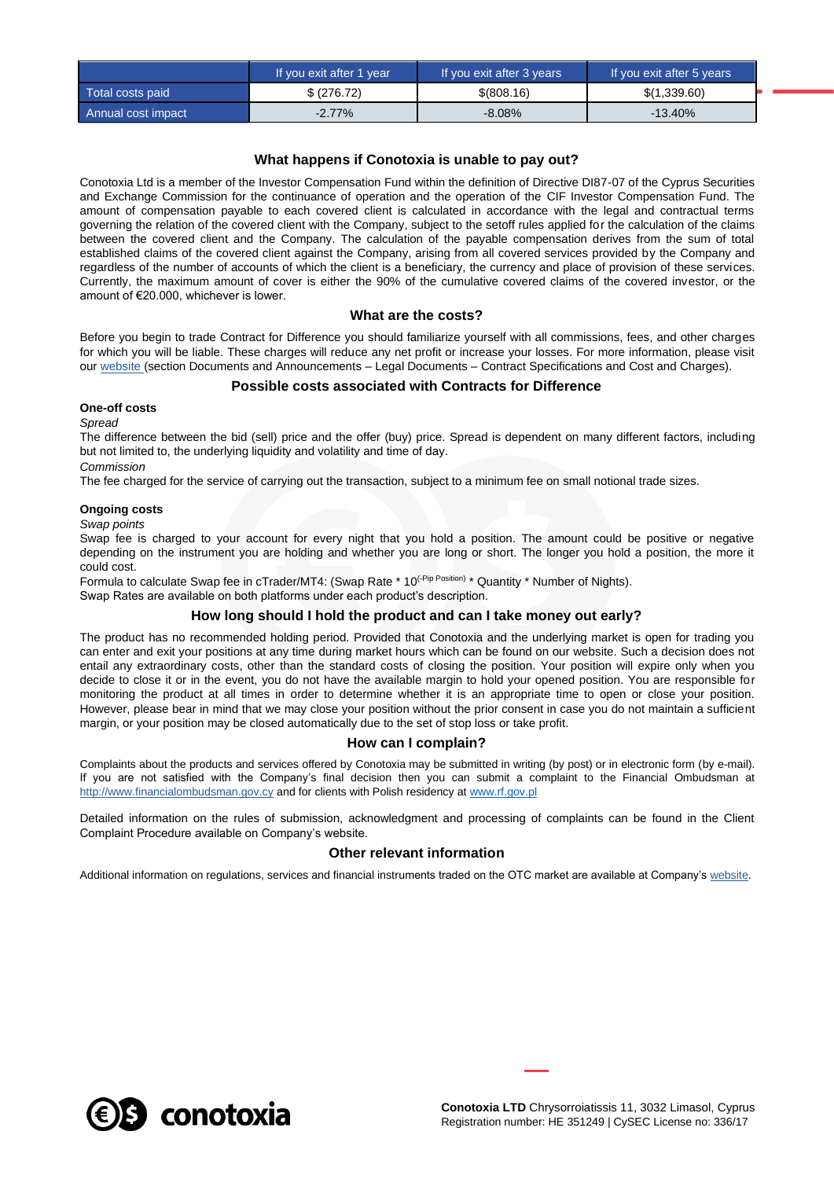| | If you exit after 1 year | If you exit after 3 years | If you exit after 5 years |
|---|---|---|---|
| Total costs paid | $ (276.72) | $(808.16) | $(1,339.60) |
| Annual cost impact | -2.77% | -8.08% | -13.40% |

## What happens if Conotoxia is unable to pay out?

Conotoxia Ltd is a member of the Investor Compensation Fund within the definition of Directive DI87-07 of the Cyprus Securities and Exchange Commission for the continuance of operation and the operation of the CIF Investor Compensation Fund. The amount of compensation payable to each covered client is calculated in accordance with the legal and contractual terms governing the relation of the covered client with the Company, subject to the setoff rules applied for the calculation of the claims between the covered client and the Company. The calculation of the payable compensation derives from the sum of total established claims of the covered client against the Company, arising from all covered services provided by the Company and regardless of the number of accounts of which the client is a beneficiary, the currency and place of provision of these services. Currently, the maximum amount of cover is either the 90% of the cumulative covered claims of the covered investor, or the amount of €20.000, whichever is lower.

## What are the costs?

Before you begin to trade Contract for Difference you should familiarize yourself with all commissions, fees, and other charges for which you will be liable. These charges will reduce any net profit or increase your losses. For more information, please visit our website (section Documents and Announcements – Legal Documents – Contract Specifications and Cost and Charges).

## Possible costs associated with Contracts for Difference

**One-off costs**

*Spread*

The difference between the bid (sell) price and the offer (buy) price. Spread is dependent on many different factors, including but not limited to, the underlying liquidity and volatility and time of day.

*Commission*

The fee charged for the service of carrying out the transaction, subject to a minimum fee on small notional trade sizes.

**Ongoing costs**

*Swap points*

Swap fee is charged to your account for every night that you hold a position. The amount could be positive or negative depending on the instrument you are holding and whether you are long or short. The longer you hold a position, the more it could cost.

Formula to calculate Swap fee in cTrader/MT4: (Swap Rate * $10^{(-\text{Pip Position})}$ * Quantity * Number of Nights).

Swap Rates are available on both platforms under each product's description.

## How long should I hold the product and can I take money out early?

The product has no recommended holding period. Provided that Conotoxia and the underlying market is open for trading you can enter and exit your positions at any time during market hours which can be found on our website. Such a decision does not entail any extraordinary costs, other than the standard costs of closing the position. Your position will expire only when you decide to close it or in the event, you do not have the available margin to hold your opened position. You are responsible for monitoring the product at all times in order to determine whether it is an appropriate time to open or close your position. However, please bear in mind that we may close your position without the prior consent in case you do not maintain a sufficient margin, or your position may be closed automatically due to the set of stop loss or take profit.

## How can I complain?

Complaints about the products and services offered by Conotoxia may be submitted in writing (by post) or in electronic form (by e-mail). If you are not satisfied with the Company's final decision then you can submit a complaint to the Financial Ombudsman at http://www.financialombudsman.gov.cy and for clients with Polish residency at www.rf.gov.pl

Detailed information on the rules of submission, acknowledgment and processing of complaints can be found in the Client Complaint Procedure available on Company's website.

## Other relevant information

Additional information on regulations, services and financial instruments traded on the OTC market are available at Company's website.

**Conotoxia LTD** Chrysorroiatissis 11, 3032 Limasol, Cyprus
Registration number: HE 351249 | CySEC License no: 336/17